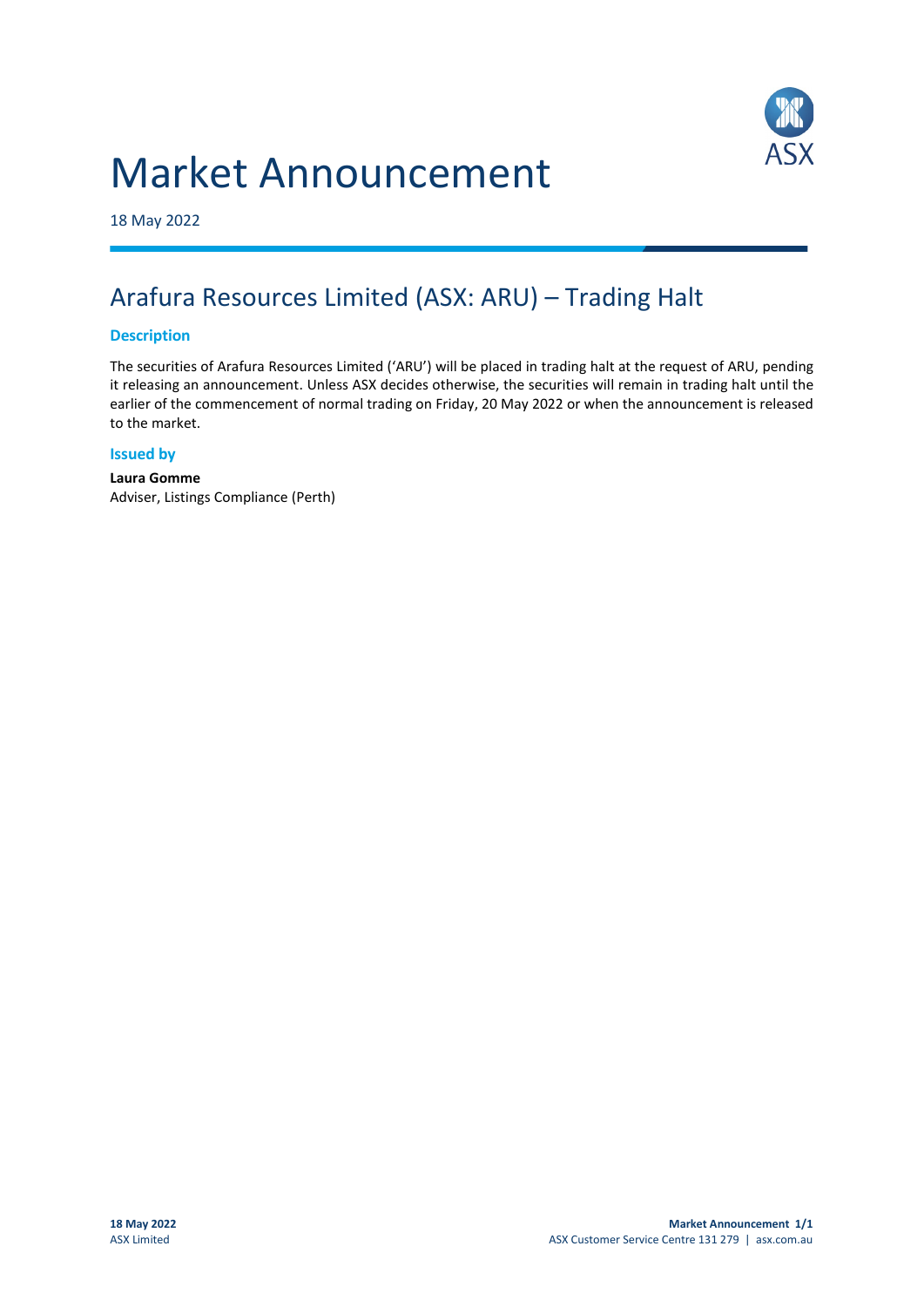# Market Announcement

18 May 2022

## Arafura Resources Limited (ASX: ARU) – Trading Halt

### Description

The securities of Arafura Resources Limited ('ARU') will be placed in trading halt at the request of ARU, pending it releasing an announcement. Unless ASX decides otherwise, the securities will remain in trading halt until the earlier of the commencement of normal trading on Friday, 20 May 2022 or when the announcement is released to the market.

### Issued by

**Laura Gomme**
Adviser, Listings Compliance (Perth)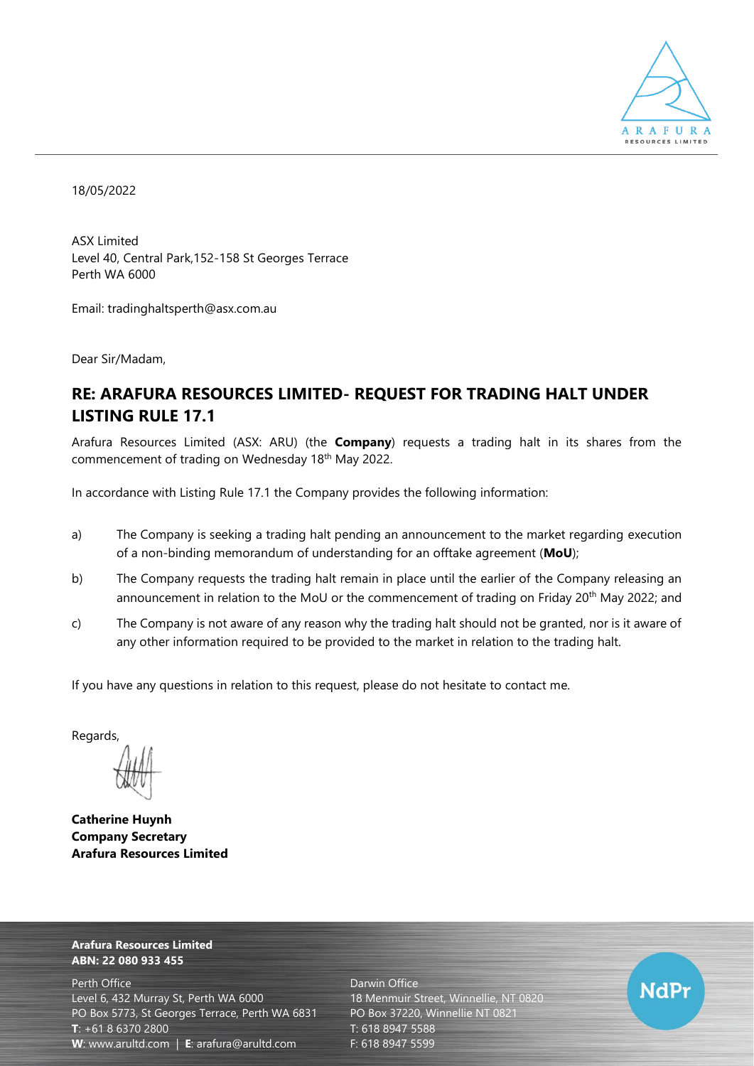18/05/2022

ASX Limited
Level 40, Central Park,152-158 St Georges Terrace
Perth WA 6000

Email: tradinghaltsperth@asx.com.au

Dear Sir/Madam,

## RE: ARAFURA RESOURCES LIMITED- REQUEST FOR TRADING HALT UNDER LISTING RULE 17.1

Arafura Resources Limited (ASX: ARU) (the **Company**) requests a trading halt in its shares from the commencement of trading on Wednesday 18th May 2022.

In accordance with Listing Rule 17.1 the Company provides the following information:

a) The Company is seeking a trading halt pending an announcement to the market regarding execution of a non-binding memorandum of understanding for an offtake agreement (**MoU**);

b) The Company requests the trading halt remain in place until the earlier of the Company releasing an announcement in relation to the MoU or the commencement of trading on Friday 20th May 2022; and

c) The Company is not aware of any reason why the trading halt should not be granted, nor is it aware of any other information required to be provided to the market in relation to the trading halt.

If you have any questions in relation to this request, please do not hesitate to contact me.

Regards,

**Catherine Huynh**
**Company Secretary**
**Arafura Resources Limited**

**Arafura Resources Limited**
**ABN: 22 080 933 455**

Perth Office
Level 6, 432 Murray St, Perth WA 6000
PO Box 5773, St Georges Terrace, Perth WA 6831
**T**: +61 8 6370 2800
**W**: www.arultd.com | **E**: arafura@arultd.com

Darwin Office
18 Menmuir Street, Winnellie, NT 0820
PO Box 37220, Winnellie NT 0821
T: 618 8947 5588
F: 618 8947 5599